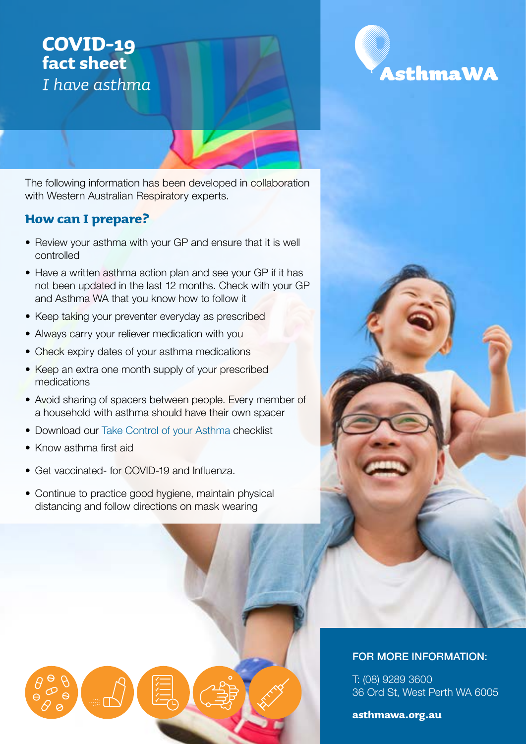# COVID-19 fact sheet

*I have asthma*

AsthmaWA

The following information has been developed in collaboration with Western Australian Respiratory experts.

## How can I prepare?

- Review your asthma with your GP and ensure that it is well controlled
- Have a written asthma action plan and see your GP if it has not been updated in the last 12 months. Check with your GP and Asthma WA that you know how to follow it
- Keep taking your preventer everyday as prescribed
- Always carry your reliever medication with you
- Check expiry dates of your asthma medications
- Keep an extra one month supply of your prescribed medications
- Avoid sharing of spacers between people. Every member of a household with asthma should have their own spacer
- Download our Take Control of your Asthma checklist
- Know asthma first aid
- Get vaccinated- for COVID-19 and Influenza.
- Continue to practice good hygiene, maintain physical distancing and follow directions on mask wearing

FOR MORE INFORMATION:

T: (08) 9289 3600
36 Ord St, West Perth WA 6005

**asthmawa.org.au**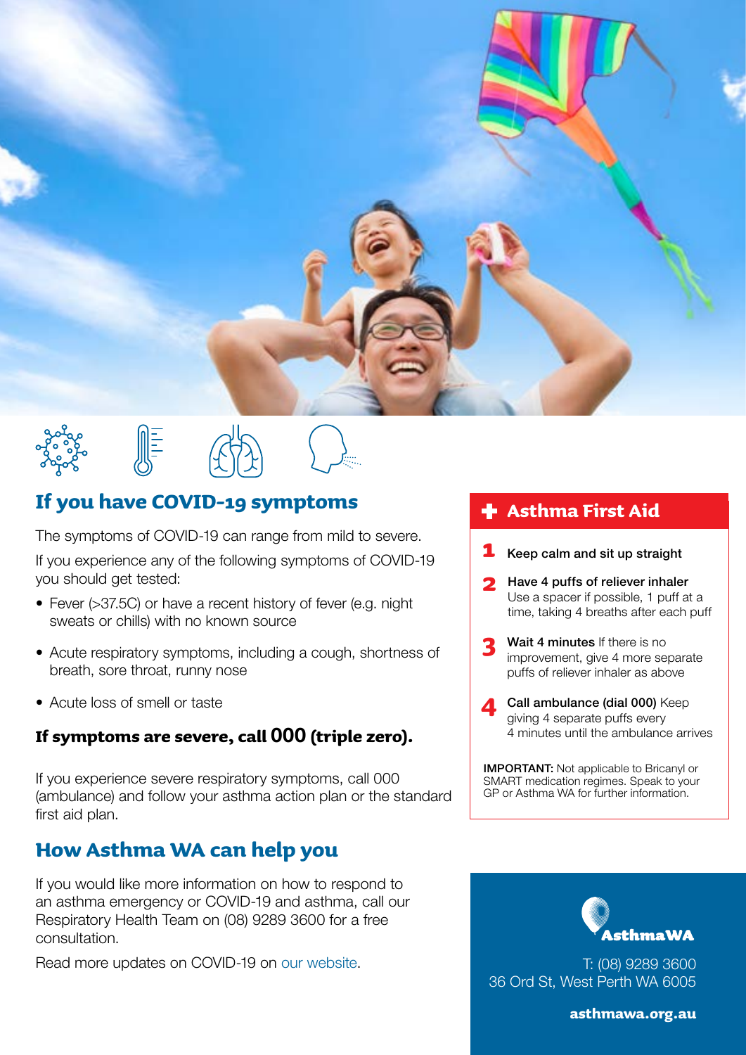## If you have COVID-19 symptoms

The symptoms of COVID-19 can range from mild to severe.

If you experience any of the following symptoms of COVID-19 you should get tested:

- Fever (>37.5C) or have a recent history of fever (e.g. night sweats or chills) with no known source
- Acute respiratory symptoms, including a cough, shortness of breath, sore throat, runny nose
- Acute loss of smell or taste

**If symptoms are severe, call 000 (triple zero).**

If you experience severe respiratory symptoms, call 000 (ambulance) and follow your asthma action plan or the standard first aid plan.

## How Asthma WA can help you

If you would like more information on how to respond to an asthma emergency or COVID-19 and asthma, call our Respiratory Health Team on (08) 9289 3600 for a free consultation.

Read more updates on COVID-19 on our website.

## Asthma First Aid

1. **Keep calm and sit up straight**
2. **Have 4 puffs of reliever inhaler** Use a spacer if possible, 1 puff at a time, taking 4 breaths after each puff
3. **Wait 4 minutes** If there is no improvement, give 4 more separate puffs of reliever inhaler as above
4. **Call ambulance (dial 000)** Keep giving 4 separate puffs every 4 minutes until the ambulance arrives

**IMPORTANT:** Not applicable to Bricanyl or SMART medication regimes. Speak to your GP or Asthma WA for further information.

AsthmaWA

T: (08) 9289 3600
36 Ord St, West Perth WA 6005

**asthmawa.org.au**